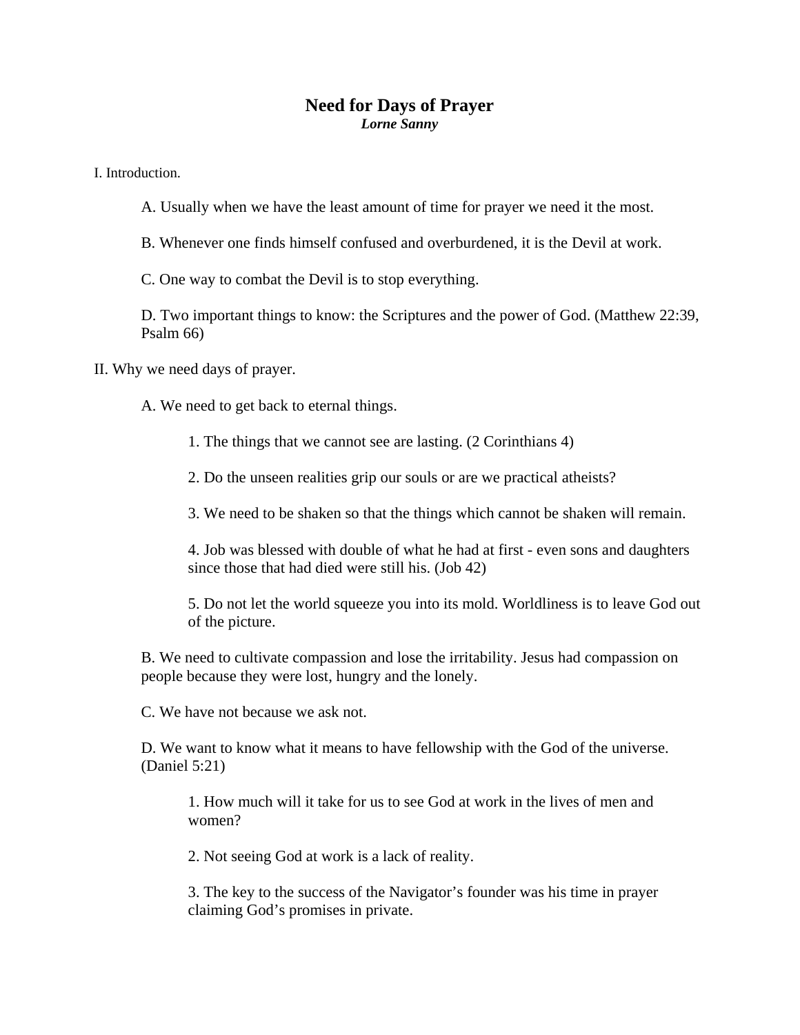# Need for Days of Prayer

***Lorne Sanny***

I. Introduction.

A. Usually when we have the least amount of time for prayer we need it the most.

B. Whenever one finds himself confused and overburdened, it is the Devil at work.

C. One way to combat the Devil is to stop everything.

D. Two important things to know: the Scriptures and the power of God. (Matthew 22:39, Psalm 66)

II. Why we need days of prayer.

A. We need to get back to eternal things.

1. The things that we cannot see are lasting. (2 Corinthians 4)

2. Do the unseen realities grip our souls or are we practical atheists?

3. We need to be shaken so that the things which cannot be shaken will remain.

4. Job was blessed with double of what he had at first - even sons and daughters since those that had died were still his. (Job 42)

5. Do not let the world squeeze you into its mold. Worldliness is to leave God out of the picture.

B. We need to cultivate compassion and lose the irritability. Jesus had compassion on people because they were lost, hungry and the lonely.

C. We have not because we ask not.

D. We want to know what it means to have fellowship with the God of the universe. (Daniel 5:21)

1. How much will it take for us to see God at work in the lives of men and women?

2. Not seeing God at work is a lack of reality.

3. The key to the success of the Navigator's founder was his time in prayer claiming God's promises in private.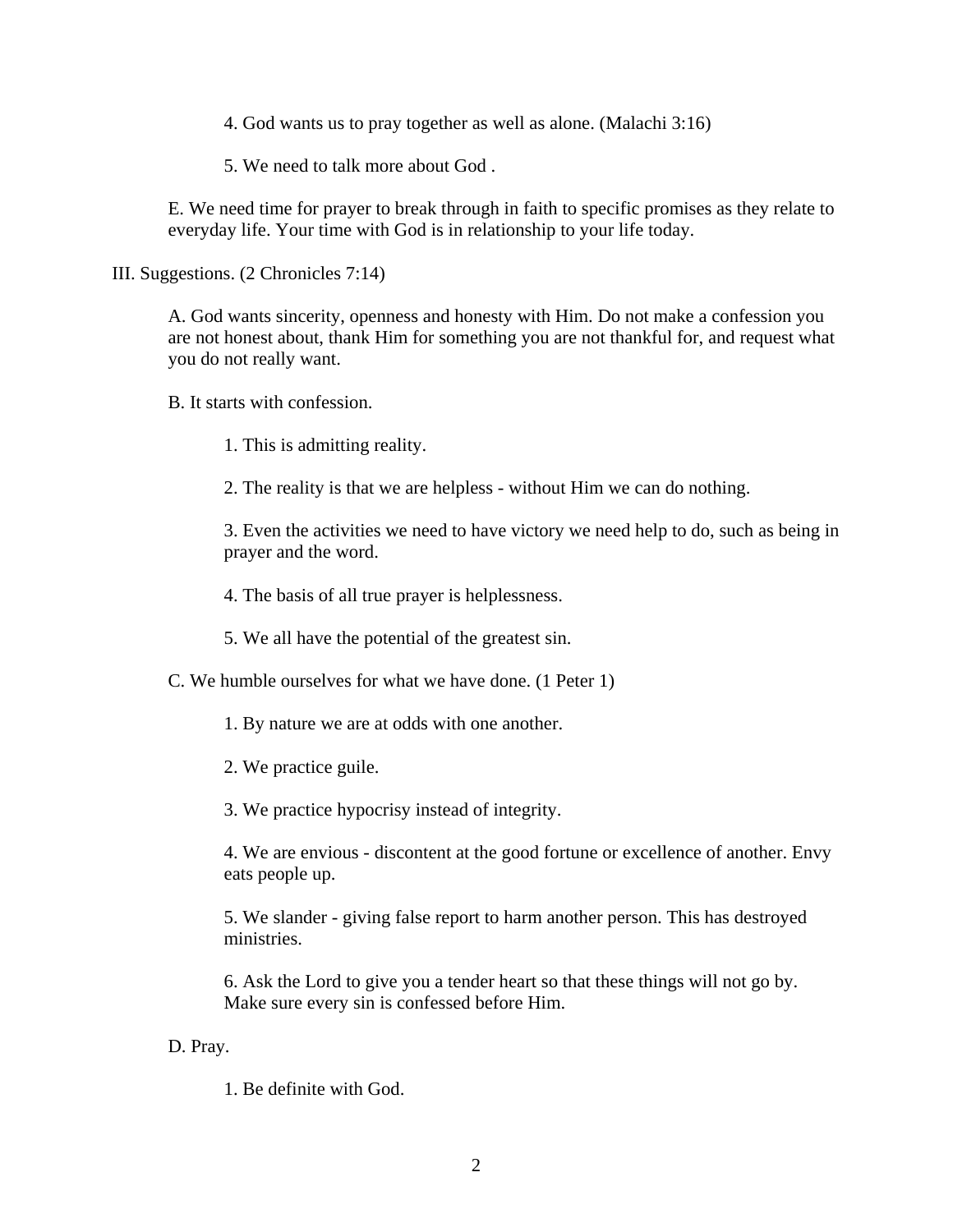4. God wants us to pray together as well as alone. (Malachi 3:16)

5. We need to talk more about God .

E. We need time for prayer to break through in faith to specific promises as they relate to everyday life. Your time with God is in relationship to your life today.

III. Suggestions. (2 Chronicles 7:14)

A. God wants sincerity, openness and honesty with Him. Do not make a confession you are not honest about, thank Him for something you are not thankful for, and request what you do not really want.

B. It starts with confession.

1. This is admitting reality.

2. The reality is that we are helpless - without Him we can do nothing.

3. Even the activities we need to have victory we need help to do, such as being in prayer and the word.

4. The basis of all true prayer is helplessness.

5. We all have the potential of the greatest sin.

C. We humble ourselves for what we have done. (1 Peter 1)

1. By nature we are at odds with one another.

2. We practice guile.

3. We practice hypocrisy instead of integrity.

4. We are envious - discontent at the good fortune or excellence of another. Envy eats people up.

5. We slander - giving false report to harm another person. This has destroyed ministries.

6. Ask the Lord to give you a tender heart so that these things will not go by. Make sure every sin is confessed before Him.

D. Pray.

1. Be definite with God.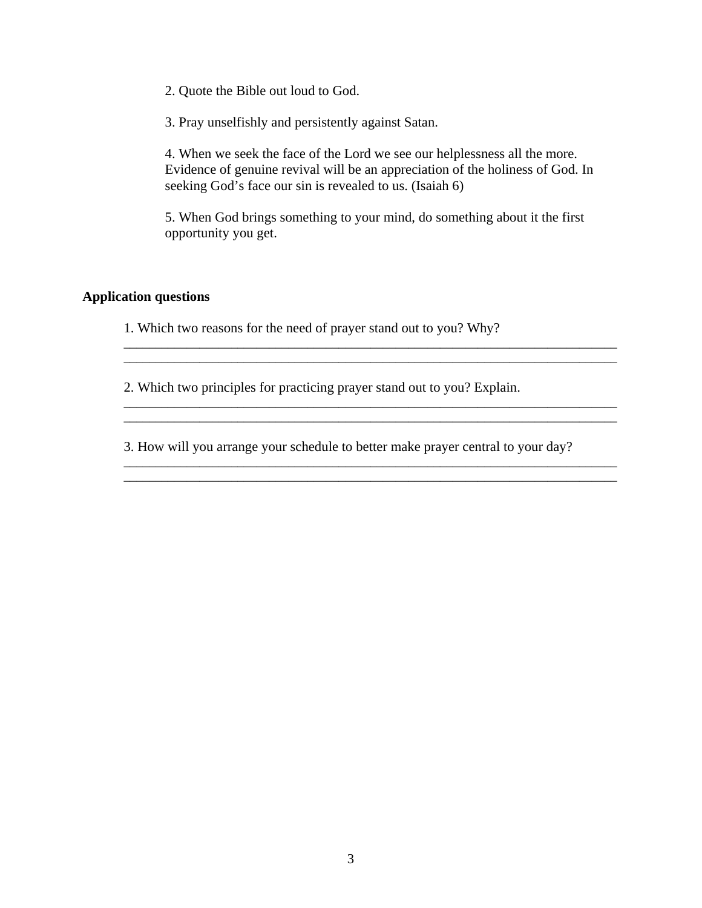2. Quote the Bible out loud to God.

3. Pray unselfishly and persistently against Satan.

4. When we seek the face of the Lord we see our helplessness all the more. Evidence of genuine revival will be an appreciation of the holiness of God. In seeking God's face our sin is revealed to us. (Isaiah 6)

5. When God brings something to your mind, do something about it the first opportunity you get.

**Application questions**

1. Which two reasons for the need of prayer stand out to you? Why?
___________________________________________________________________________
___________________________________________________________________________

2. Which two principles for practicing prayer stand out to you? Explain.
___________________________________________________________________________
___________________________________________________________________________

3. How will you arrange your schedule to better make prayer central to your day?
___________________________________________________________________________
___________________________________________________________________________